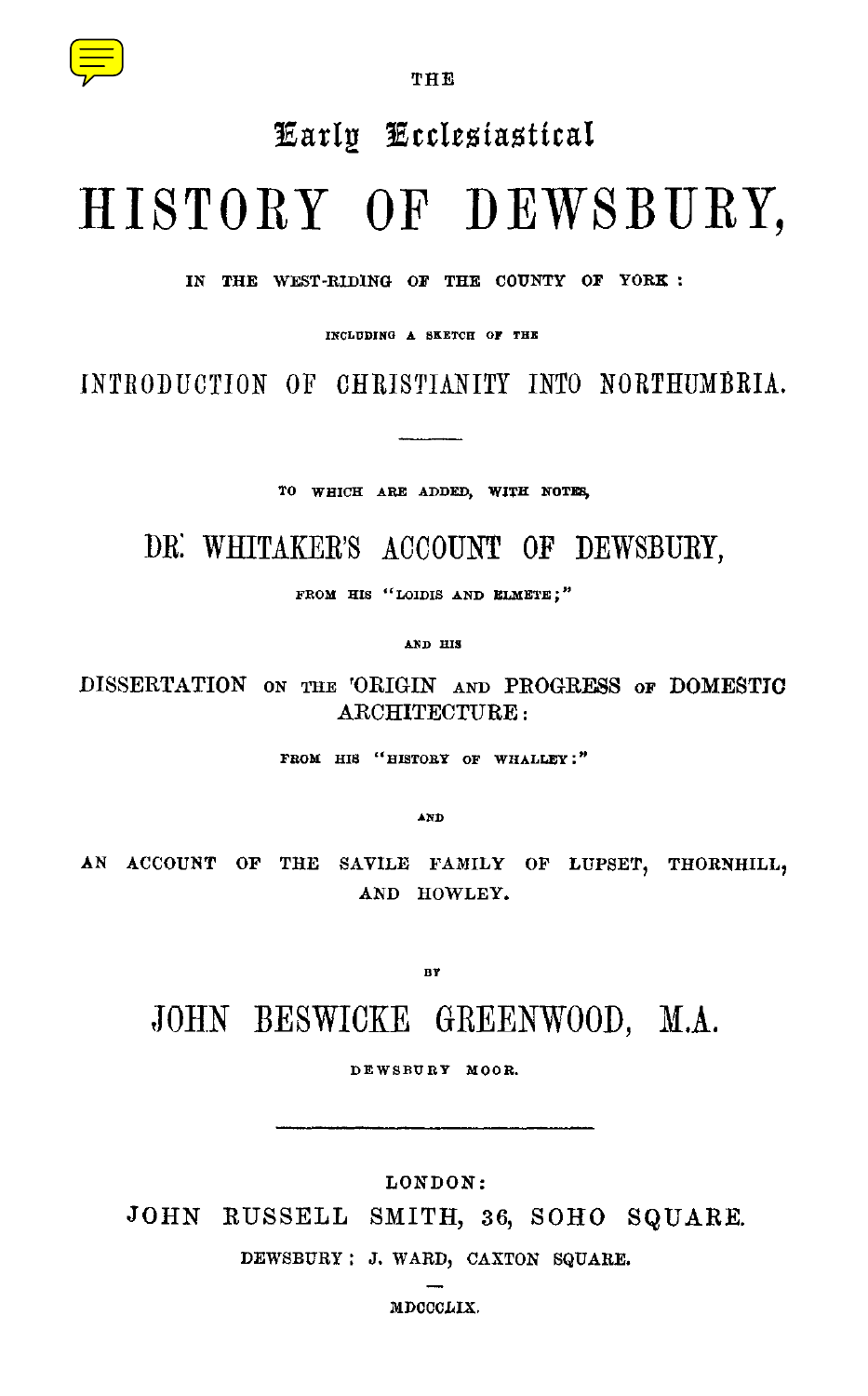THE

# Early Ecclesiastical

# HISTORY OF DEWSBURY,

IN THE WEST-RIDING OF THE COUNTY OF YORK:

INCLUDING A SKETCH OF THE

## INTRODUCTION OF CHRISTIANITY INTO NORTHUMBRIA.

---

TO WHICH ARE ADDED, WITH NOTES,

## DR. WHITAKER'S ACCOUNT OF DEWSBURY,

FROM HIS "LOIDIS AND ELMETE;"

AND HIS

DISSERTATION ON THE ORIGIN AND PROGRESS OF DOMESTIC ARCHITECTURE:

FROM HIS "HISTORY OF WHALLEY:"

AND

AN ACCOUNT OF THE SAVILE FAMILY OF LUPSET, THORNHILL, AND HOWLEY.

BY

## JOHN BESWICKE GREENWOOD, M.A.

DEWSBURY MOOR.

---

LONDON:

JOHN RUSSELL SMITH, 36, SOHO SQUARE.

DEWSBURY: J. WARD, CAXTON SQUARE.

MDCCCLIX.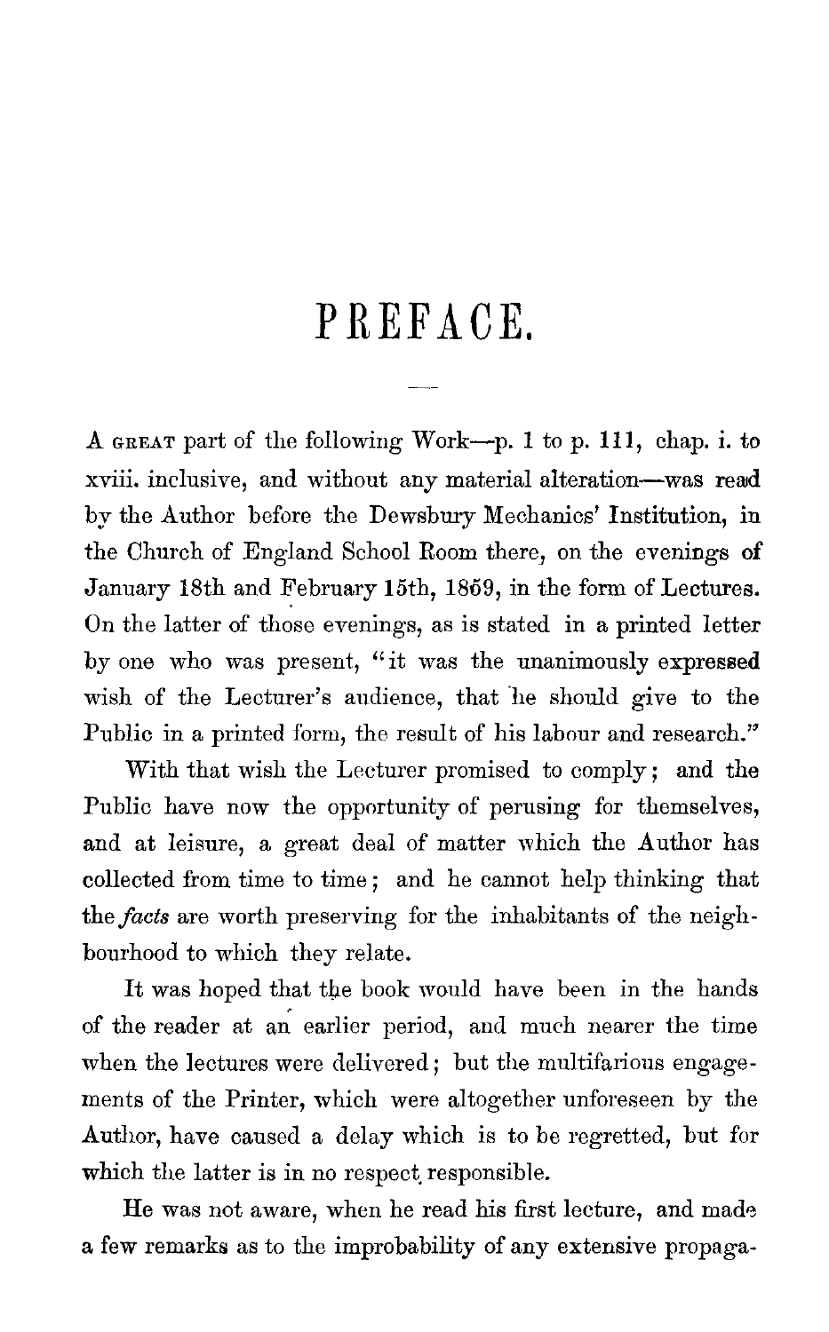# PREFACE.

A GREAT part of the following Work—p. 1 to p. 111, chap. i. to xviii. inclusive, and without any material alteration—was read by the Author before the Dewsbury Mechanics' Institution, in the Church of England School Room there, on the evenings of January 18th and February 15th, 1859, in the form of Lectures. On the latter of those evenings, as is stated in a printed letter by one who was present, "it was the unanimously expressed wish of the Lecturer's audience, that he should give to the Public in a printed form, the result of his labour and research."

With that wish the Lecturer promised to comply; and the Public have now the opportunity of perusing for themselves, and at leisure, a great deal of matter which the Author has collected from time to time; and he cannot help thinking that the *facts* are worth preserving for the inhabitants of the neighbourhood to which they relate.

It was hoped that the book would have been in the hands of the reader at an earlier period, and much nearer the time when the lectures were delivered; but the multifarious engagements of the Printer, which were altogether unforeseen by the Author, have caused a delay which is to be regretted, but for which the latter is in no respect responsible.

He was not aware, when he read his first lecture, and made a few remarks as to the improbability of any extensive propaga-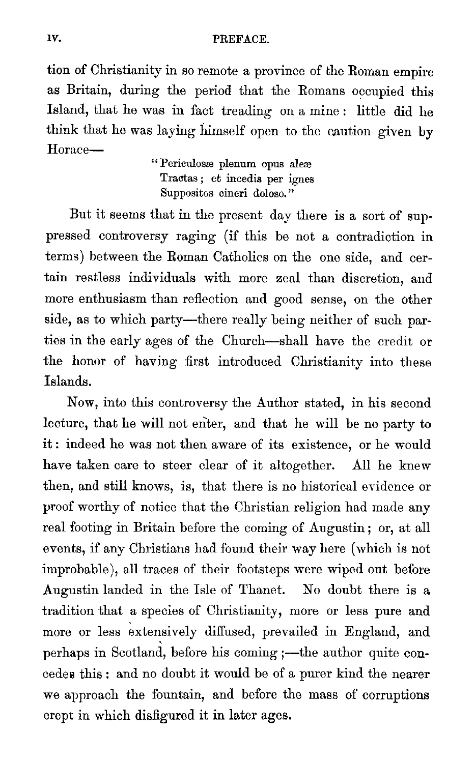tion of Christianity in so remote a province of the Roman empire as Britain, during the period that the Romans occupied this Island, that he was in fact treading on a mine: little did he think that he was laying himself open to the caution given by Horace—

> "Periculosæ plenum opus aleæ
> Tractas; et incedis per ignes
> Suppositos cineri doloso."

But it seems that in the present day there is a sort of suppressed controversy raging (if this be not a contradiction in terms) between the Roman Catholics on the one side, and certain restless individuals with more zeal than discretion, and more enthusiasm than reflection and good sense, on the other side, as to which party—there really being neither of such parties in the early ages of the Church—shall have the credit or the honor of having first introduced Christianity into these Islands.

Now, into this controversy the Author stated, in his second lecture, that he will not enter, and that he will be no party to it: indeed he was not then aware of its existence, or he would have taken care to steer clear of it altogether. All he knew then, and still knows, is, that there is no historical evidence or proof worthy of notice that the Christian religion had made any real footing in Britain before the coming of Augustin; or, at all events, if any Christians had found their way here (which is not improbable), all traces of their footsteps were wiped out before Augustin landed in the Isle of Thanet. No doubt there is a tradition that a species of Christianity, more or less pure and more or less extensively diffused, prevailed in England, and perhaps in Scotland, before his coming;—the author quite concedes this: and no doubt it would be of a purer kind the nearer we approach the fountain, and before the mass of corruptions crept in which disfigured it in later ages.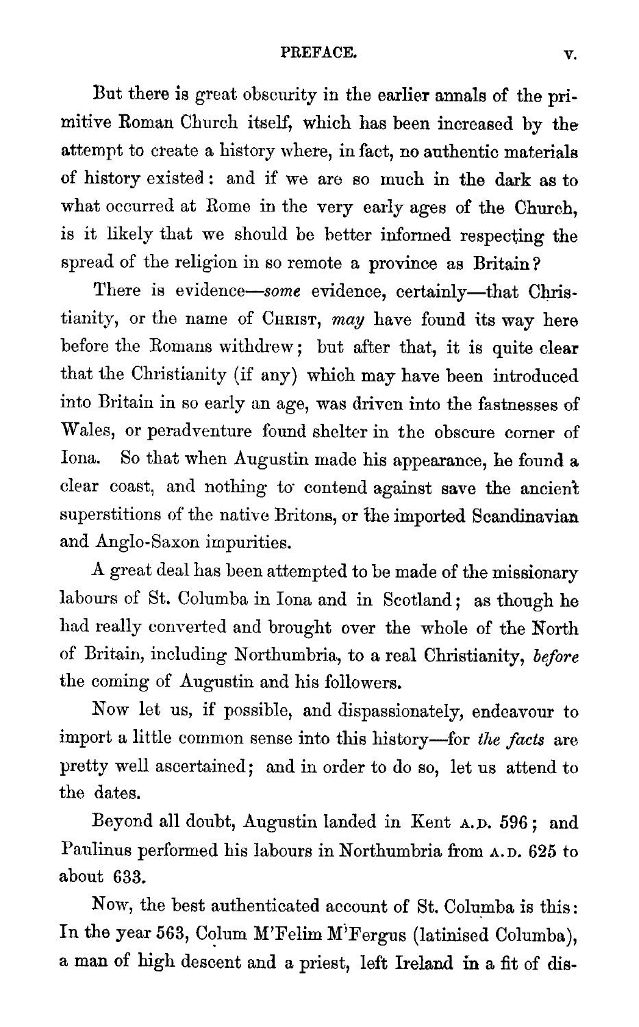But there is great obscurity in the earlier annals of the primitive Roman Church itself, which has been increased by the attempt to create a history where, in fact, no authentic materials of history existed: and if we are so much in the dark as to what occurred at Rome in the very early ages of the Church, is it likely that we should be better informed respecting the spread of the religion in so remote a province as Britain?

There is evidence—*some* evidence, certainly—that Christianity, or the name of CHRIST, *may* have found its way here before the Romans withdrew; but after that, it is quite clear that the Christianity (if any) which may have been introduced into Britain in so early an age, was driven into the fastnesses of Wales, or peradventure found shelter in the obscure corner of Iona. So that when Augustin made his appearance, he found a clear coast, and nothing to contend against save the ancient superstitions of the native Britons, or the imported Scandinavian and Anglo-Saxon impurities.

A great deal has been attempted to be made of the missionary labours of St. Columba in Iona and in Scotland; as though he had really converted and brought over the whole of the North of Britain, including Northumbria, to a real Christianity, *before* the coming of Augustin and his followers.

Now let us, if possible, and dispassionately, endeavour to import a little common sense into this history—for *the facts* are pretty well ascertained; and in order to do so, let us attend to the dates.

Beyond all doubt, Augustin landed in Kent A.D. 596; and Paulinus performed his labours in Northumbria from A.D. 625 to about 633.

Now, the best authenticated account of St. Columba is this: In the year 563, Colum M'Felim M'Fergus (latinised Columba), a man of high descent and a priest, left Ireland in a fit of dis-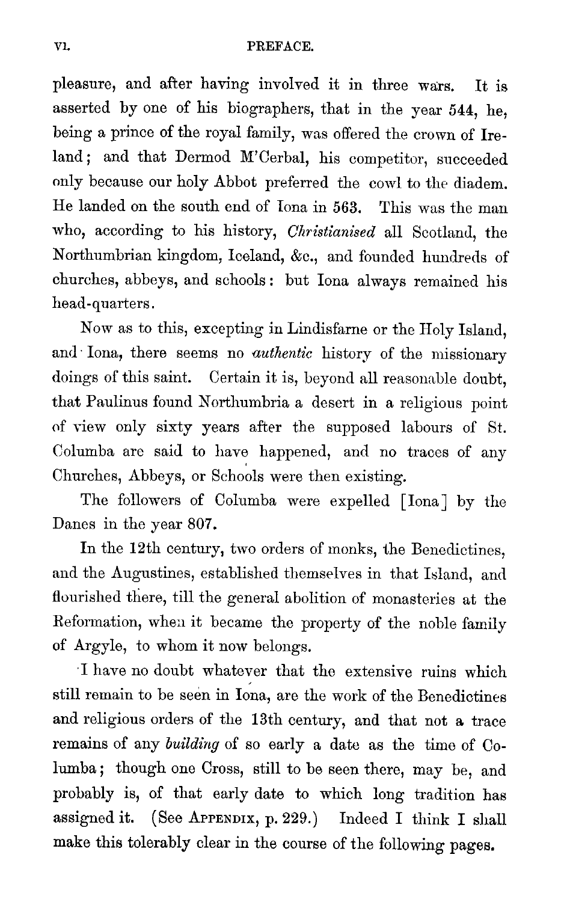pleasure, and after having involved it in three wars. It is asserted by one of his biographers, that in the year 544, he, being a prince of the royal family, was offered the crown of Ireland; and that Dermod M'Cerbal, his competitor, succeeded only because our holy Abbot preferred the cowl to the diadem. He landed on the south end of Iona in 563. This was the man who, according to his history, *Christianised* all Scotland, the Northumbrian kingdom, Iceland, &c., and founded hundreds of churches, abbeys, and schools: but Iona always remained his head-quarters.

Now as to this, excepting in Lindisfarne or the Holy Island, and Iona, there seems no *authentic* history of the missionary doings of this saint. Certain it is, beyond all reasonable doubt, that Paulinus found Northumbria a desert in a religious point of view only sixty years after the supposed labours of St. Columba are said to have happened, and no traces of any Churches, Abbeys, or Schools were then existing.

The followers of Columba were expelled [Iona] by the Danes in the year 807.

In the 12th century, two orders of monks, the Benedictines, and the Augustines, established themselves in that Island, and flourished there, till the general abolition of monasteries at the Reformation, when it became the property of the noble family of Argyle, to whom it now belongs.

I have no doubt whatever that the extensive ruins which still remain to be seen in Iona, are the work of the Benedictines and religious orders of the 13th century, and that not a trace remains of any *building* of so early a date as the time of Columba; though one Cross, still to be seen there, may be, and probably is, of that early date to which long tradition has assigned it. (See Appendix, p. 229.) Indeed I think I shall make this tolerably clear in the course of the following pages.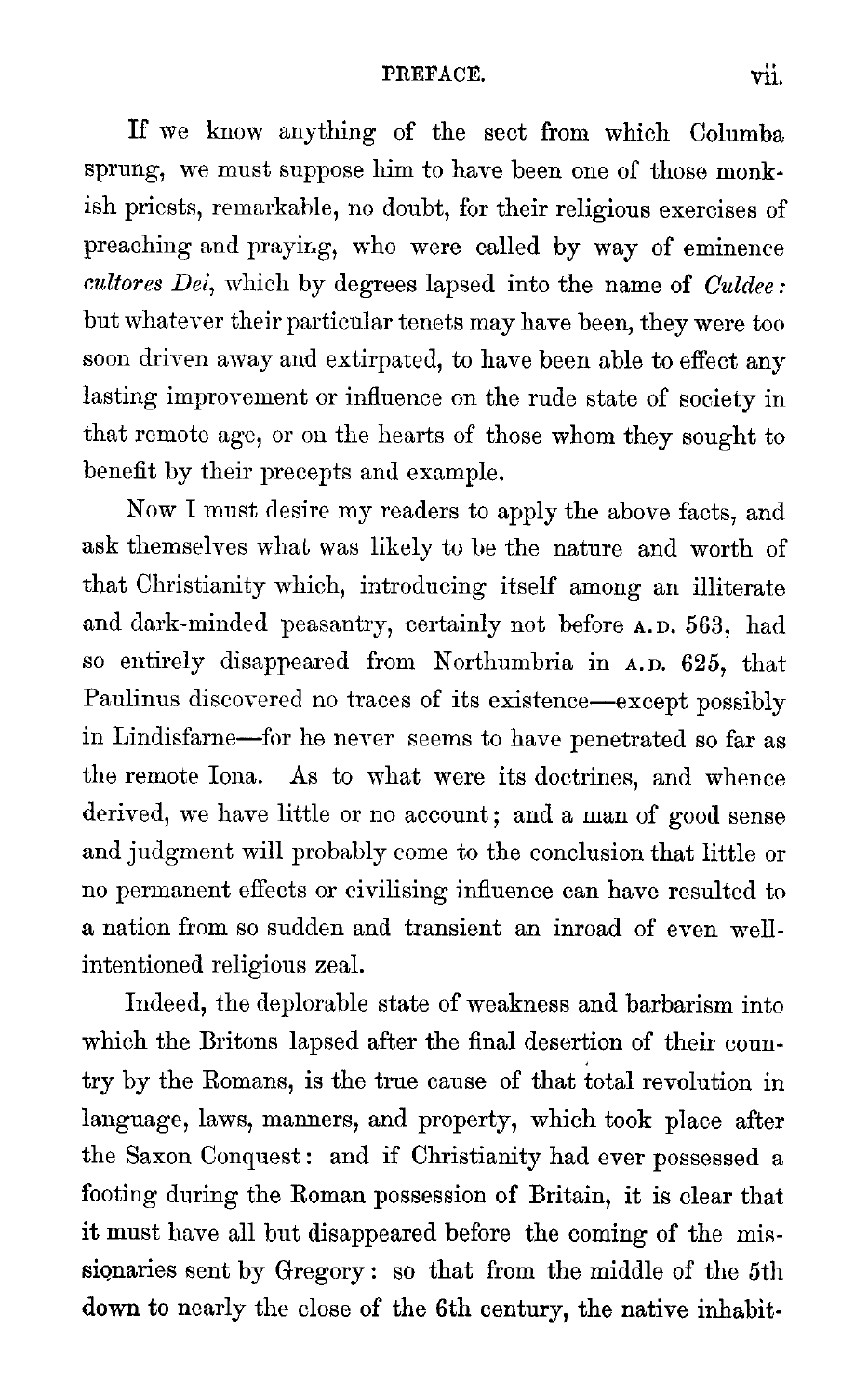If we know anything of the sect from which Columba sprung, we must suppose him to have been one of those monkish priests, remarkable, no doubt, for their religious exercises of preaching and praying, who were called by way of eminence *cultores Dei*, which by degrees lapsed into the name of *Culdee:* but whatever their particular tenets may have been, they were too soon driven away and extirpated, to have been able to effect any lasting improvement or influence on the rude state of society in that remote age, or on the hearts of those whom they sought to benefit by their precepts and example.

Now I must desire my readers to apply the above facts, and ask themselves what was likely to be the nature and worth of that Christianity which, introducing itself among an illiterate and dark-minded peasantry, certainly not before A.D. 563, had so entirely disappeared from Northumbria in A.D. 625, that Paulinus discovered no traces of its existence—except possibly in Lindisfarne—for he never seems to have penetrated so far as the remote Iona. As to what were its doctrines, and whence derived, we have little or no account; and a man of good sense and judgment will probably come to the conclusion that little or no permanent effects or civilising influence can have resulted to a nation from so sudden and transient an inroad of even well-intentioned religious zeal.

Indeed, the deplorable state of weakness and barbarism into which the Britons lapsed after the final desertion of their country by the Romans, is the true cause of that total revolution in language, laws, manners, and property, which took place after the Saxon Conquest: and if Christianity had ever possessed a footing during the Roman possession of Britain, it is clear that it must have all but disappeared before the coming of the missionaries sent by Gregory: so that from the middle of the 5th down to nearly the close of the 6th century, the native inhabit-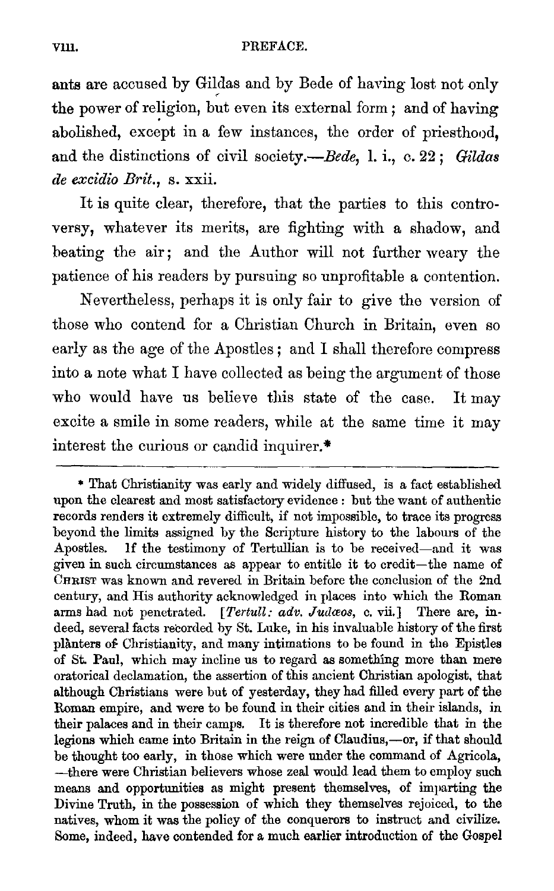ants are accused by Gildas and by Bede of having lost not only the power of religion, but even its external form; and of having abolished, except in a few instances, the order of priesthood, and the distinctions of civil society.—*Bede*, l. i., c. 22; *Gildas de excidio Brit.*, s. xxii.

It is quite clear, therefore, that the parties to this controversy, whatever its merits, are fighting with a shadow, and beating the air; and the Author will not further weary the patience of his readers by pursuing so unprofitable a contention.

Nevertheless, perhaps it is only fair to give the version of those who contend for a Christian Church in Britain, even so early as the age of the Apostles; and I shall therefore compress into a note what I have collected as being the argument of those who would have us believe this state of the case. It may excite a smile in some readers, while at the same time it may interest the curious or candid inquirer.*

---

\* That Christianity was early and widely diffused, is a fact established upon the clearest and most satisfactory evidence: but the want of authentic records renders it extremely difficult, if not impossible, to trace its progress beyond the limits assigned by the Scripture history to the labours of the Apostles. If the testimony of Tertullian is to be received—and it was given in such circumstances as appear to entitle it to credit—the name of CHRIST was known and revered in Britain before the conclusion of the 2nd century, and His authority acknowledged in places into which the Roman arms had not penetrated. [*Tertull: adv. Judæos*, c. vii.] There are, indeed, several facts recorded by St. Luke, in his invaluable history of the first planters of Christianity, and many intimations to be found in the Epistles of St. Paul, which may incline us to regard as something more than mere oratorical declamation, the assertion of this ancient Christian apologist, that although Christians were but of yesterday, they had filled every part of the Roman empire, and were to be found in their cities and in their islands, in their palaces and in their camps. It is therefore not incredible that in the legions which came into Britain in the reign of Claudius,—or, if that should be thought too early, in those which were under the command of Agricola,—there were Christian believers whose zeal would lead them to employ such means and opportunities as might present themselves, of imparting the Divine Truth, in the possession of which they themselves rejoiced, to the natives, whom it was the policy of the conquerors to instruct and civilize. Some, indeed, have contended for a much earlier introduction of the Gospel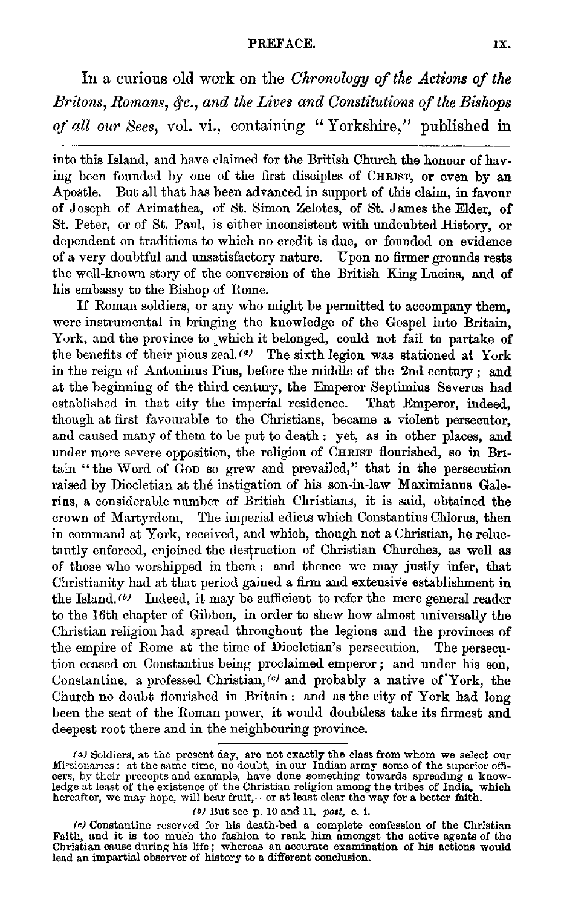In a curious old work on the *Chronology of the Actions of the Britons, Romans, &c., and the Lives and Constitutions of the Bishops of all our Sees*, vol. vi., containing "Yorkshire," published in

---

into this Island, and have claimed for the British Church the honour of having been founded by one of the first disciples of CHRIST, or even by an Apostle. But all that has been advanced in support of this claim, in favour of Joseph of Arimathea, of St. Simon Zelotes, of St. James the Elder, of St. Peter, or of St. Paul, is either inconsistent with undoubted History, or dependent on traditions to which no credit is due, or founded on evidence of a very doubtful and unsatisfactory nature. Upon no firmer grounds rests the well-known story of the conversion of the British King Lucius, and of his embassy to the Bishop of Rome.

If Roman soldiers, or any who might be permitted to accompany them, were instrumental in bringing the knowledge of the Gospel into Britain, York, and the province to which it belonged, could not fail to partake of the benefits of their pious zeal.[a] The sixth legion was stationed at York in the reign of Antoninus Pius, before the middle of the 2nd century; and at the beginning of the third century, the Emperor Septimius Severus had established in that city the imperial residence. That Emperor, indeed, though at first favourable to the Christians, became a violent persecutor, and caused many of them to be put to death: yet, as in other places, and under more severe opposition, the religion of CHRIST flourished, so in Britain "the Word of GOD so grew and prevailed," that in the persecution raised by Diocletian at thé instigation of his son-in-law Maximianus Galerius, a considerable number of British Christians, it is said, obtained the crown of Martyrdom, The imperial edicts which Constantius Chlorus, then in command at York, received, and which, though not a Christian, he reluctantly enforced, enjoined the destruction of Christian Churches, as well as of those who worshipped in them: and thence we may justly infer, that Christianity had at that period gained a firm and extensive establishment in the Island.[b] Indeed, it may be sufficient to refer the mere general reader to the 16th chapter of Gibbon, in order to shew how almost universally the Christian religion had spread throughout the legions and the provinces of the empire of Rome at the time of Diocletian's persecution. The persecution ceased on Constantius being proclaimed emperor; and under his son, Constantine, a professed Christian,[c] and probably a native of York, the Church no doubt flourished in Britain: and as the city of York had long been the seat of the Roman power, it would doubtless take its firmest and deepest root there and in the neighbouring province.

---

[a] Soldiers, at the present day, are not exactly the class from whom we select our Missionaries: at the same time, no doubt, in our Indian army some of the superior officers, by their precepts and example, have done something towards spreading a knowledge at least of the existence of the Christian religion among the tribes of India, which hereafter, we may hope, will bear fruit,—or at least clear the way for a better faith.

[b] But see p. 10 and 11, *post*, c. i.

[c] Constantine reserved for his death-bed a complete confession of the Christian Faith, and it is too much the fashion to rank him amongst the active agents of the Christian cause during his life; whereas an accurate examination of his actions would lead an impartial observer of history to a different conclusion.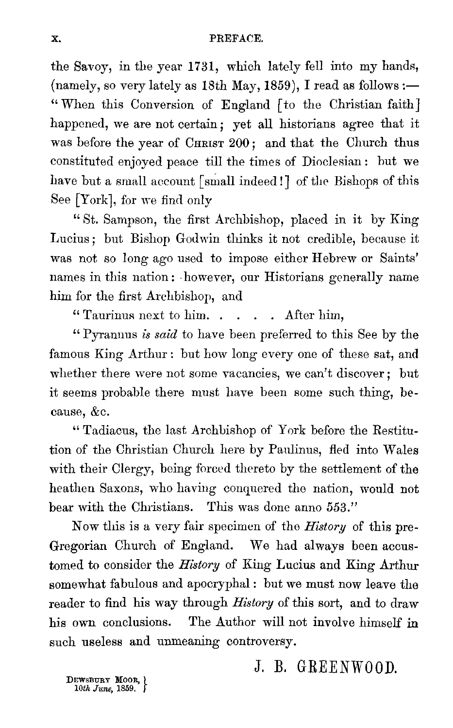the Savoy, in the year 1731, which lately fell into my hands, (namely, so very lately as 18th May, 1859), I read as follows:—"When this Conversion of England [to the Christian faith] happened, we are not certain; yet all historians agree that it was before the year of CHRIST 200; and that the Church thus constituted enjoyed peace till the times of Dioclesian: but we have but a small account [small indeed!] of the Bishops of this See [York], for we find only

"St. Sampson, the first Archbishop, placed in it by King Lucius; but Bishop Godwin thinks it not credible, because it was not so long ago used to impose either Hebrew or Saints' names in this nation: however, our Historians generally name him for the first Archbishop, and

"Taurinus next to him. . . . . After him,

"Pyrannus *is said* to have been preferred to this See by the famous King Arthur: but how long every one of these sat, and whether there were not some vacancies, we can't discover; but it seems probable there must have been some such thing, because, &c.

"Tadiacus, the last Archbishop of York before the Restitution of the Christian Church here by Paulinus, fled into Wales with their Clergy, being forced thereto by the settlement of the heathen Saxons, who having conquered the nation, would not bear with the Christians. This was done anno 553."

Now this is a very fair specimen of the *History* of this pre-Gregorian Church of England. We had always been accustomed to consider the *History* of King Lucius and King Arthur somewhat fabulous and apocryphal: but we must now leave the reader to find his way through *History* of this sort, and to draw his own conclusions. The Author will not involve himself in such useless and unmeaning controversy.

J. B. GREENWOOD.

DEWSBURY MOOR,
*10th June*, 1859.